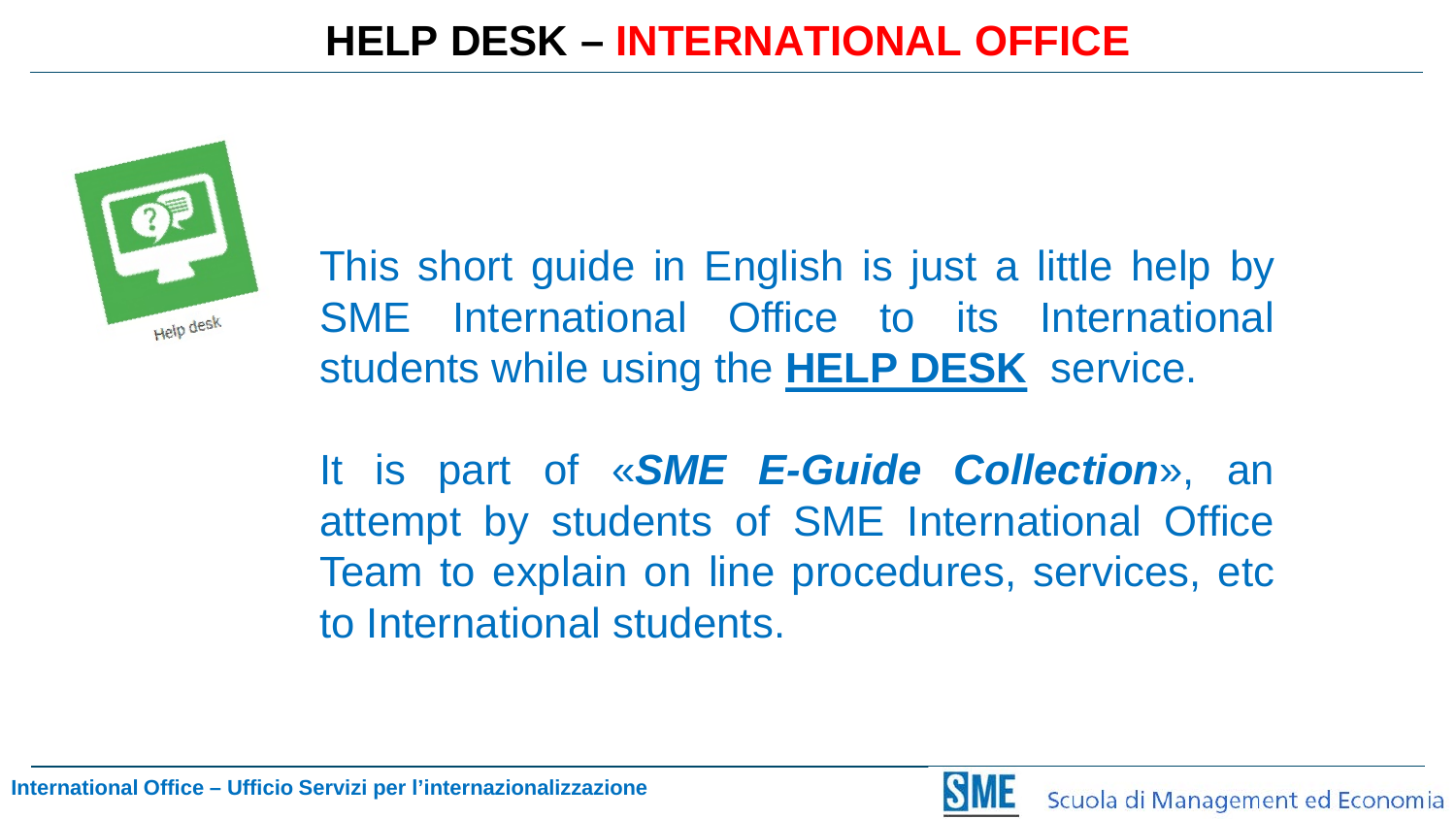# HELP DESK – INTERNATIONAL OFFICE

This short guide in English is just a little help by SME International Office to its International students while using the **HELP DESK** service.

It is part of «***SME E-Guide Collection***», an attempt by students of SME International Office Team to explain on line procedures, services, etc to International students.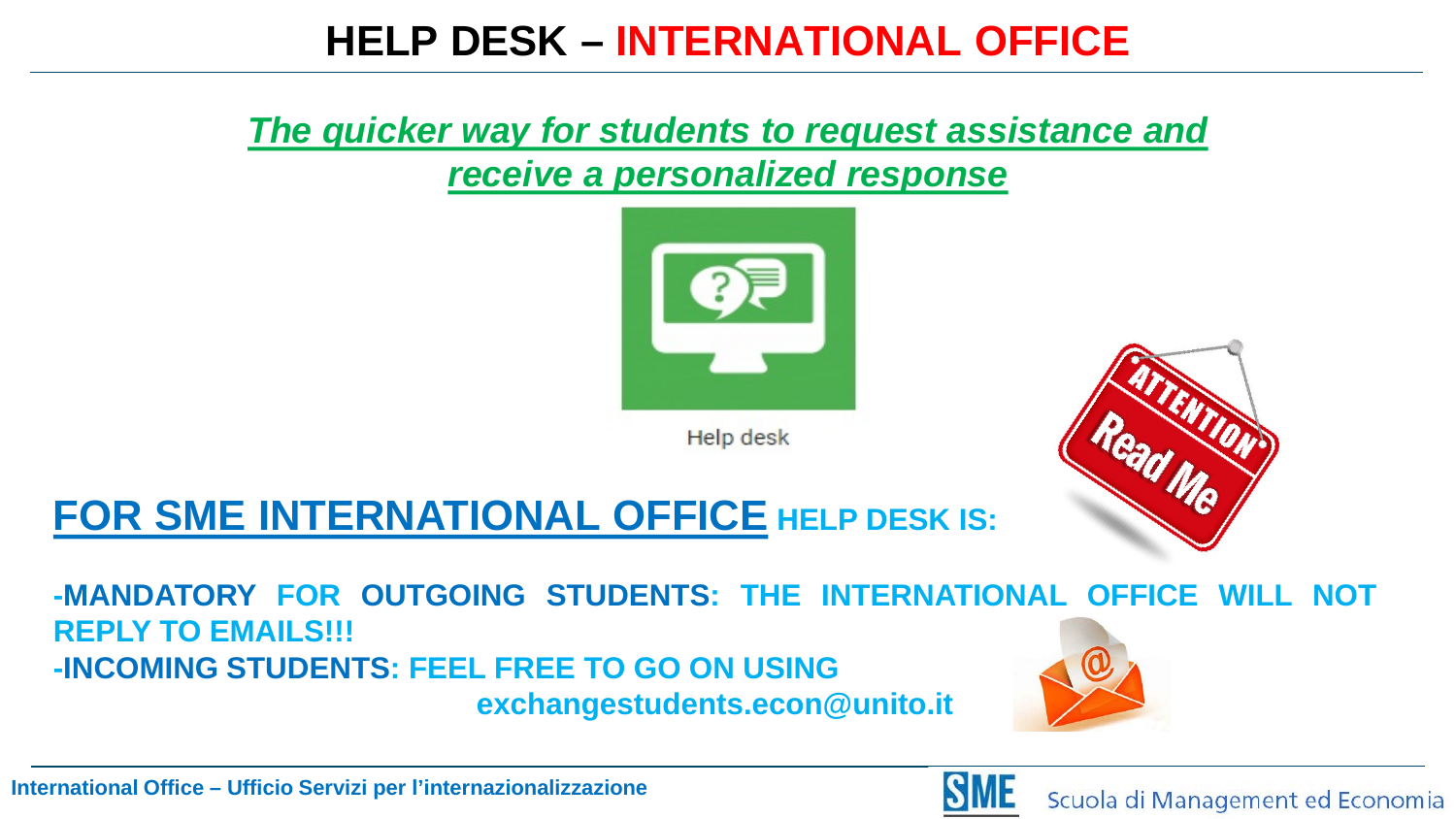# HELP DESK – INTERNATIONAL OFFICE

***The quicker way for students to request assistance and receive a personalized response***

Help desk

## FOR SME INTERNATIONAL OFFICE HELP DESK IS:

**-MANDATORY FOR OUTGOING STUDENTS: THE INTERNATIONAL OFFICE WILL NOT REPLY TO EMAILS!!!**

**-INCOMING STUDENTS: FEEL FREE TO GO ON USING exchangestudents.econ@unito.it**

International Office – Ufficio Servizi per l'internazionalizzazione

SME Scuola di Management ed Economia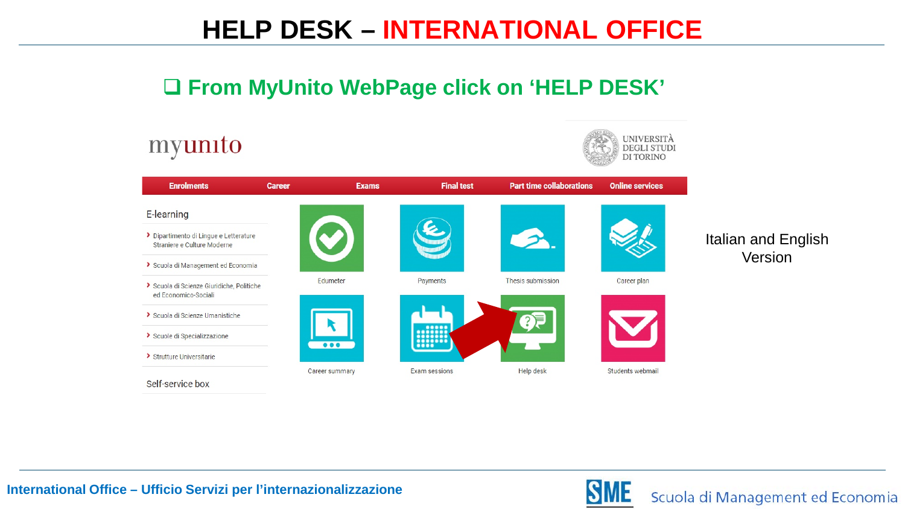# HELP DESK – INTERNATIONAL OFFICE

- From MyUnito WebPage click on 'HELP DESK'

myunito

UNIVERSITÀ DEGLI STUDI DI TORINO

Enrolments | Career | Exams | Final test | Part time collaborations | Online services

E-learning

- Dipartimento di Lingue e Letterature Straniere e Culture Moderne
- Scuola di Management ed Economia
- Scuola di Scienze Giuridiche, Politiche ed Economico-Sociali
- Scuola di Scienze Umanistiche
- Scuole di Specializzazione
- Strutture Universitarie

Self-service box

Edumeter | Payments | Thesis submission | Career plan

Career summary | Exam sessions | Help desk | Students webmail

Italian and English Version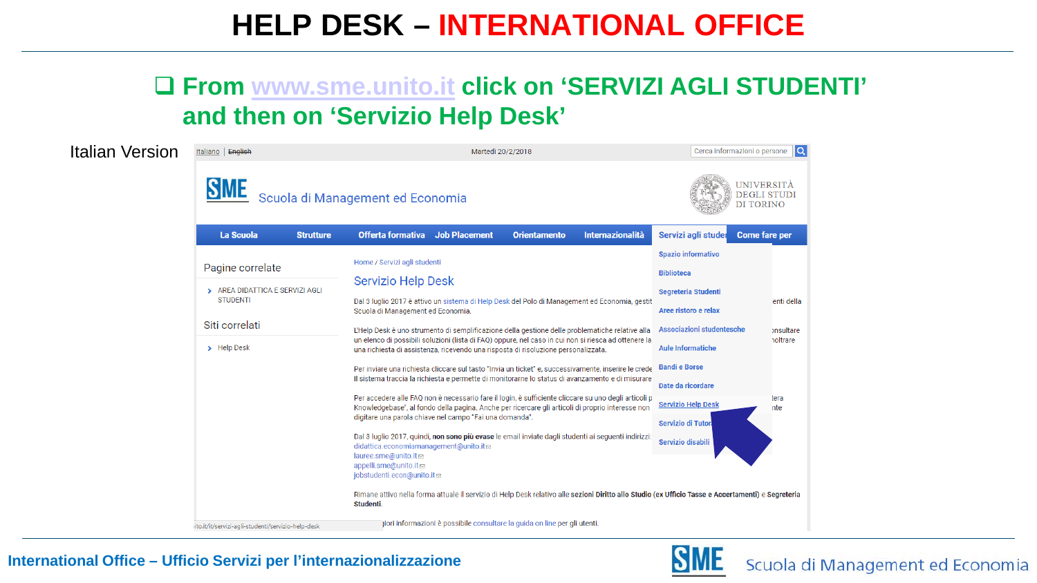# HELP DESK – INTERNATIONAL OFFICE

- From www.sme.unito.it click on ‘SERVIZI AGLI STUDENTI’ and then on ‘Servizio Help Desk’

Italian Version

Italiano | English — Martedì 20/2/2018 — Cerca informazioni o persone

SME Scuola di Management ed Economia — UNIVERSITÀ DEGLI STUDI DI TORINO

La Scuola | Strutture | Offerta formativa | Job Placement | Orientamento | Internazionalità | Servizi agli studenti | Come fare per

Servizi agli studenti:
- Spazio informativo
- Biblioteca
- Segreteria Studenti
- Aree ristoro e relax
- Associazioni studentesche
- Aule Informatiche
- Bandi e Borse
- Date da ricordare
- Servizio Help Desk
- Servizio di Tutor
- Servizio disabili

Pagine correlate
- AREA DIDATTICA E SERVIZI AGLI STUDENTI

Siti correlati
- Help Desk

Home / Servizi agli studenti

## Servizio Help Desk

Dal 3 luglio 2017 è attivo un sistema di Help Desk del Polo di Management ed Economia, gestit... enti della Scuola di Management ed Economia.

L'Help Desk è uno strumento di semplificazione della gestione delle problematiche relative alla ... onsultare un elenco di possibili soluzioni (lista di FAQ) oppure, nel caso in cui non si riesca ad ottenere la ... noltrare una richiesta di assistenza, ricevendo una risposta di risoluzione personalizzata.

Per inviare una richiesta cliccare sul tasto "Invia un ticket" e, successivamente, inserire le crede... Il sistema traccia la richiesta e permette di monitorarne lo status di avanzamento e di misurare...

Per accedere alle FAQ non è necessario fare il login, è sufficiente cliccare su uno degli articoli p... tera Knowledgebase", al fondo della pagina. Anche per ricercare gli articoli di proprio interesse non ... nte digitare una parola chiave nel campo "Fai una domanda".

Dal 3 luglio 2017, quindi, **non sono più evase** le email inviate dagli studenti ai seguenti indirizzi:
didattica.economiamanagement@unito.it
lauree.sme@unito.it
appelli.sme@unito.it
jobstudenti.econ@unito.it

Rimane attivo nella forma attuale il servizio di Help Desk relativo alle sezioni **Diritto allo Studio (ex Ufficio Tasse e Accertamenti)** e **Segreteria Studenti**.

...giori informazioni è possibile consultare la guida on line per gli utenti.

International Office – Ufficio Servizi per l’internazionalizzazione

SME Scuola di Management ed Economia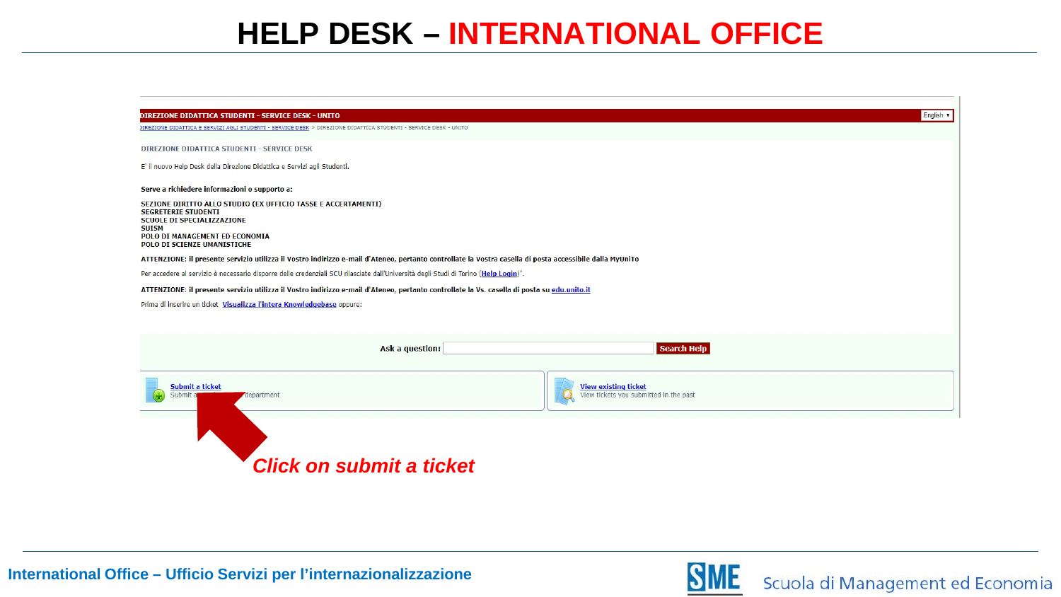# HELP DESK – INTERNATIONAL OFFICE

DIREZIONE DIDATTICA STUDENTI - SERVICE DESK - UNITO

English ▾

DIREZIONE DIDATTICA E SERVIZI AGLI STUDENTI - SERVICE DESK > DIREZIONE DIDATTICA STUDENTI - SERVICE DESK - UNITO

DIREZIONE DIDATTICA STUDENTI - SERVICE DESK

E' il nuovo Help Desk della Direzione Didattica e Servizi agli Studenti.

**Serve a richiedere informazioni o supporto a:**

**SEZIONE DIRITTO ALLO STUDIO (EX UFFICIO TASSE E ACCERTAMENTI)**
**SEGRETERIE STUDENTI**
**SCUOLE DI SPECIALIZZAZIONE**
**SUISM**
**POLO DI MANAGEMENT ED ECONOMIA**
**POLO DI SCIENZE UMANISTICHE**

**ATTENZIONE: il presente servizio utilizza il Vostro indirizzo e-mail d'Ateneo, pertanto controllate la Vostra casella di posta accessibile dalla MyUniTo**

Per accedere al servizio è necessario disporre delle credenziali SCU rilasciate dall'Università degli Studi di Torino (Help Login)".

**ATTENZIONE: il presente servizio utilizza il Vostro indirizzo e-mail d'Ateneo, pertanto controllate la Vs. casella di posta su edu.unito.it**

Prima di inserire un ticket Visualizza l'intera Knowledgebase oppure:

Ask a question: [ ] Search Help

Submit a ticket
Submit a ... department

View existing ticket
View tickets you submitted in the past

***Click on submit a ticket***

International Office – Ufficio Servizi per l'internazionalizzazione

SME Scuola di Management ed Economia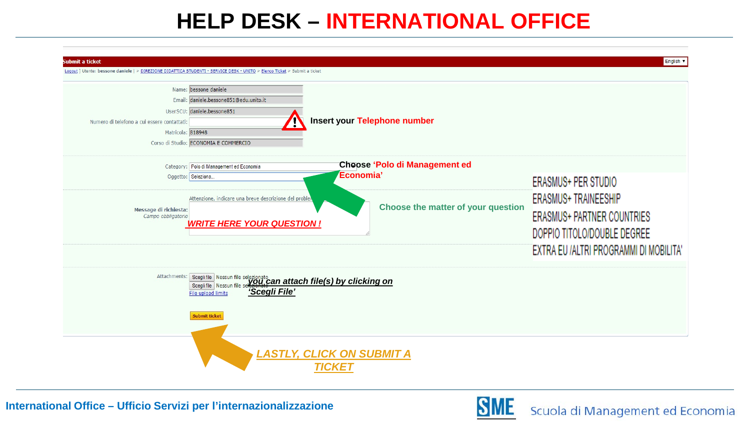# HELP DESK – INTERNATIONAL OFFICE

**Submit a ticket** English

Logout | Utente: bessone daniele | > DIREZIONE DIDATTICA STUDENTI - SERVICE DESK - UNITO > Elenco Ticket > Submit a ticket

Name: bessone daniele

Email: daniele.bessone851@edu.unito.it

UserSCU: daniele.bessone851

Numero di telefono a cui essere contattati:

Matricola: 818948

Corso di Studio: ECONOMIA E COMMERCIO

**Insert your Telephone number**

Category: Polo di Management ed Economia

Oggetto: Seleziona...

**Choose 'Polo di Management ed Economia'**

**Choose the matter of your question**

- ERASMUS+ PER STUDIO
- ERASMUS+ TRAINEESHIP
- ERASMUS+ PARTNER COUNTRIES
- DOPPIO TITOLO/DOUBLE DEGREE
- EXTRA EU /ALTRI PROGRAMMI DI MOBILITA'

Attenzione, indicare una breve descrizione del proble...

**Message di richiesta:** *Campo obbligatorio*

***WRITE HERE YOUR QUESTION !***

Attachments: Scegli file Nessun file selezionato

Scegli file Nessun file selezionato

File upload limits

***you can attach file(s) by clicking on 'Scegli File'***

Submit ticket

***LASTLY, CLICK ON SUBMIT A TICKET***

**International Office – Ufficio Servizi per l'internazionalizzazione**

SME Scuola di Management ed Economia